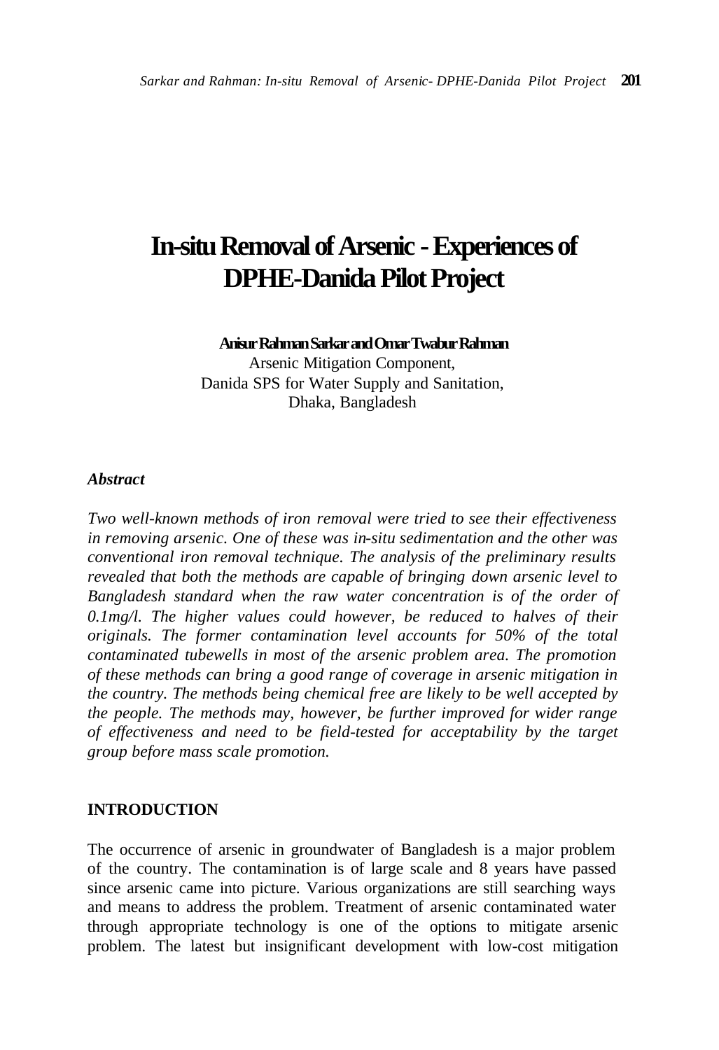# In-situ Removal of Arsenic - Experiences of DPHE-Danida Pilot Project

**Anisur Rahman Sarkar and Omar Twabur Rahman**
Arsenic Mitigation Component,
Danida SPS for Water Supply and Sanitation,
Dhaka, Bangladesh

### *Abstract*

*Two well-known methods of iron removal were tried to see their effectiveness in removing arsenic. One of these was in-situ sedimentation and the other was conventional iron removal technique. The analysis of the preliminary results revealed that both the methods are capable of bringing down arsenic level to Bangladesh standard when the raw water concentration is of the order of 0.1mg/l. The higher values could however, be reduced to halves of their originals. The former contamination level accounts for 50% of the total contaminated tubewells in most of the arsenic problem area. The promotion of these methods can bring a good range of coverage in arsenic mitigation in the country. The methods being chemical free are likely to be well accepted by the people. The methods may, however, be further improved for wider range of effectiveness and need to be field-tested for acceptability by the target group before mass scale promotion.*

## INTRODUCTION

The occurrence of arsenic in groundwater of Bangladesh is a major problem of the country. The contamination is of large scale and 8 years have passed since arsenic came into picture. Various organizations are still searching ways and means to address the problem. Treatment of arsenic contaminated water through appropriate technology is one of the options to mitigate arsenic problem. The latest but insignificant development with low-cost mitigation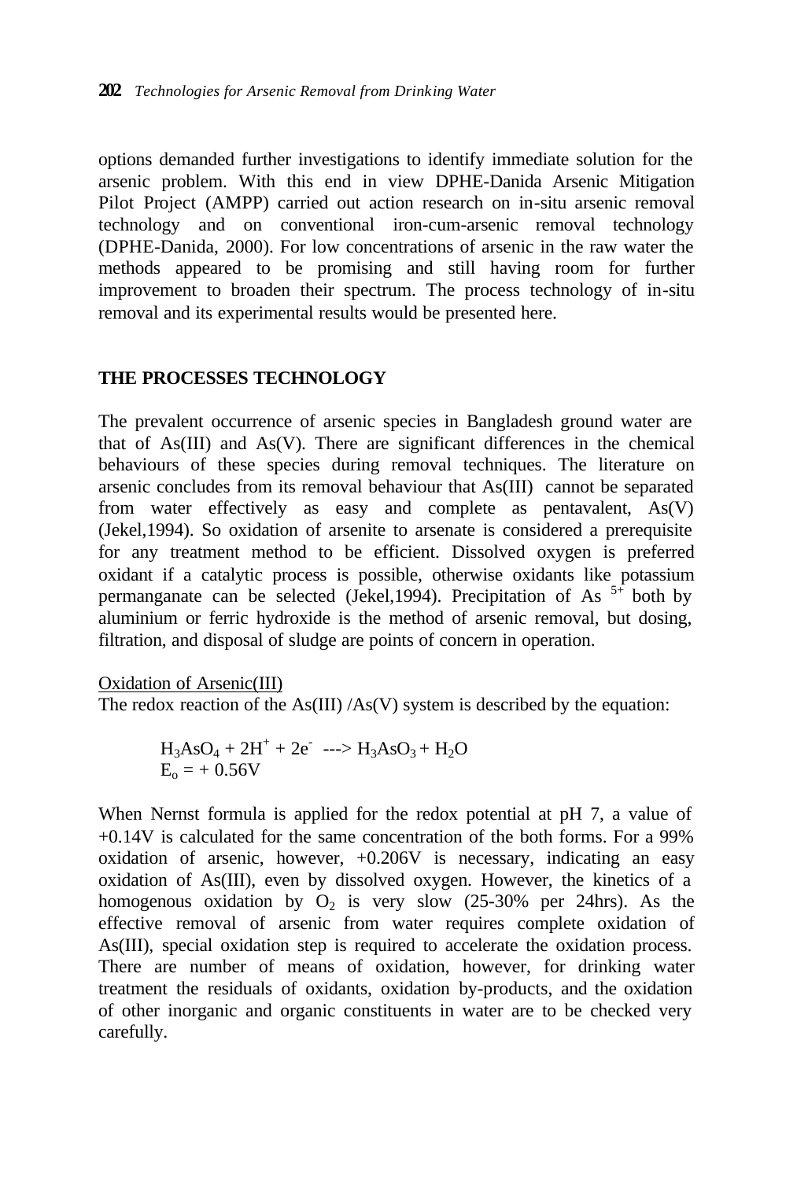options demanded further investigations to identify immediate solution for the arsenic problem. With this end in view DPHE-Danida Arsenic Mitigation Pilot Project (AMPP) carried out action research on in-situ arsenic removal technology and on conventional iron-cum-arsenic removal technology (DPHE-Danida, 2000). For low concentrations of arsenic in the raw water the methods appeared to be promising and still having room for further improvement to broaden their spectrum. The process technology of in-situ removal and its experimental results would be presented here.

## THE PROCESSES TECHNOLOGY

The prevalent occurrence of arsenic species in Bangladesh ground water are that of As(III) and As(V). There are significant differences in the chemical behaviours of these species during removal techniques. The literature on arsenic concludes from its removal behaviour that As(III) cannot be separated from water effectively as easy and complete as pentavalent, As(V) (Jekel,1994). So oxidation of arsenite to arsenate is considered a prerequisite for any treatment method to be efficient. Dissolved oxygen is preferred oxidant if a catalytic process is possible, otherwise oxidants like potassium permanganate can be selected (Jekel,1994). Precipitation of $As^{5+}$ both by aluminium or ferric hydroxide is the method of arsenic removal, but dosing, filtration, and disposal of sludge are points of concern in operation.

Oxidation of Arsenic(III)

The redox reaction of the As(III) /As(V) system is described by the equation:

$$H_3AsO_4 + 2H^+ + 2e^- \longrightarrow H_3AsO_3 + H_2O$$

$$E_o = +0.56V$$

When Nernst formula is applied for the redox potential at pH 7, a value of +0.14V is calculated for the same concentration of the both forms. For a 99% oxidation of arsenic, however, +0.206V is necessary, indicating an easy oxidation of As(III), even by dissolved oxygen. However, the kinetics of a homogenous oxidation by $O_2$ is very slow (25-30% per 24hrs). As the effective removal of arsenic from water requires complete oxidation of As(III), special oxidation step is required to accelerate the oxidation process. There are number of means of oxidation, however, for drinking water treatment the residuals of oxidants, oxidation by-products, and the oxidation of other inorganic and organic constituents in water are to be checked very carefully.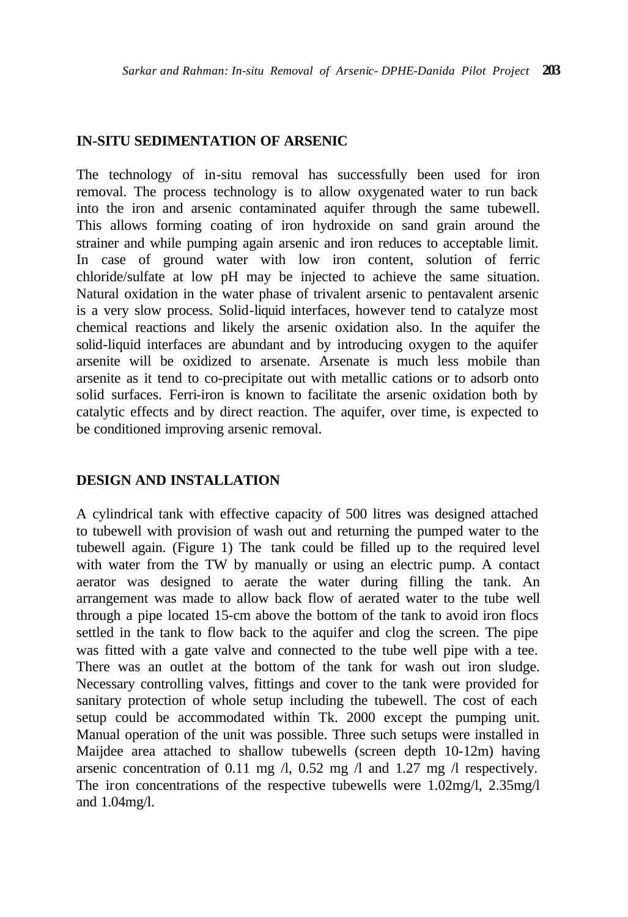## IN-SITU SEDIMENTATION OF ARSENIC

The technology of in-situ removal has successfully been used for iron removal. The process technology is to allow oxygenated water to run back into the iron and arsenic contaminated aquifer through the same tubewell. This allows forming coating of iron hydroxide on sand grain around the strainer and while pumping again arsenic and iron reduces to acceptable limit. In case of ground water with low iron content, solution of ferric chloride/sulfate at low pH may be injected to achieve the same situation. Natural oxidation in the water phase of trivalent arsenic to pentavalent arsenic is a very slow process. Solid-liquid interfaces, however tend to catalyze most chemical reactions and likely the arsenic oxidation also. In the aquifer the solid-liquid interfaces are abundant and by introducing oxygen to the aquifer arsenite will be oxidized to arsenate. Arsenate is much less mobile than arsenite as it tend to co-precipitate out with metallic cations or to adsorb onto solid surfaces. Ferri-iron is known to facilitate the arsenic oxidation both by catalytic effects and by direct reaction. The aquifer, over time, is expected to be conditioned improving arsenic removal.

## DESIGN AND INSTALLATION

A cylindrical tank with effective capacity of 500 litres was designed attached to tubewell with provision of wash out and returning the pumped water to the tubewell again. (Figure 1) The tank could be filled up to the required level with water from the TW by manually or using an electric pump. A contact aerator was designed to aerate the water during filling the tank. An arrangement was made to allow back flow of aerated water to the tube well through a pipe located 15-cm above the bottom of the tank to avoid iron flocs settled in the tank to flow back to the aquifer and clog the screen. The pipe was fitted with a gate valve and connected to the tube well pipe with a tee. There was an outlet at the bottom of the tank for wash out iron sludge. Necessary controlling valves, fittings and cover to the tank were provided for sanitary protection of whole setup including the tubewell. The cost of each setup could be accommodated within Tk. 2000 except the pumping unit. Manual operation of the unit was possible. Three such setups were installed in Maijdee area attached to shallow tubewells (screen depth 10-12m) having arsenic concentration of 0.11 mg /l, 0.52 mg /l and 1.27 mg /l respectively. The iron concentrations of the respective tubewells were 1.02mg/l, 2.35mg/l and 1.04mg/l.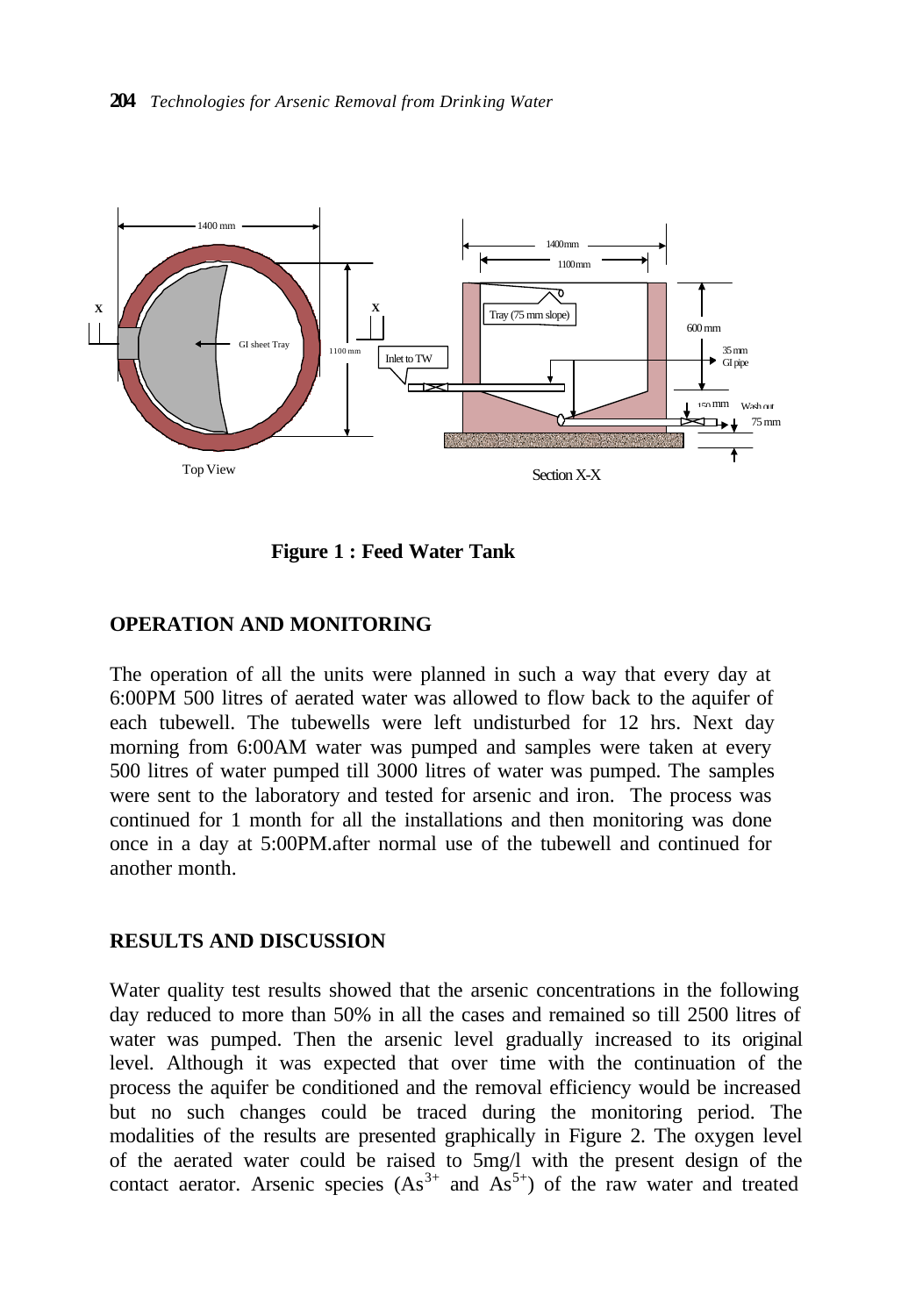**Figure 1 : Feed Water Tank**

## OPERATION AND MONITORING

The operation of all the units were planned in such a way that every day at 6:00PM 500 litres of aerated water was allowed to flow back to the aquifer of each tubewell. The tubewells were left undisturbed for 12 hrs. Next day morning from 6:00AM water was pumped and samples were taken at every 500 litres of water pumped till 3000 litres of water was pumped. The samples were sent to the laboratory and tested for arsenic and iron. The process was continued for 1 month for all the installations and then monitoring was done once in a day at 5:00PM.after normal use of the tubewell and continued for another month.

## RESULTS AND DISCUSSION

Water quality test results showed that the arsenic concentrations in the following day reduced to more than 50% in all the cases and remained so till 2500 litres of water was pumped. Then the arsenic level gradually increased to its original level. Although it was expected that over time with the continuation of the process the aquifer be conditioned and the removal efficiency would be increased but no such changes could be traced during the monitoring period. The modalities of the results are presented graphically in Figure 2. The oxygen level of the aerated water could be raised to 5mg/l with the present design of the contact aerator. Arsenic species ($As^{3+}$ and $As^{5+}$) of the raw water and treated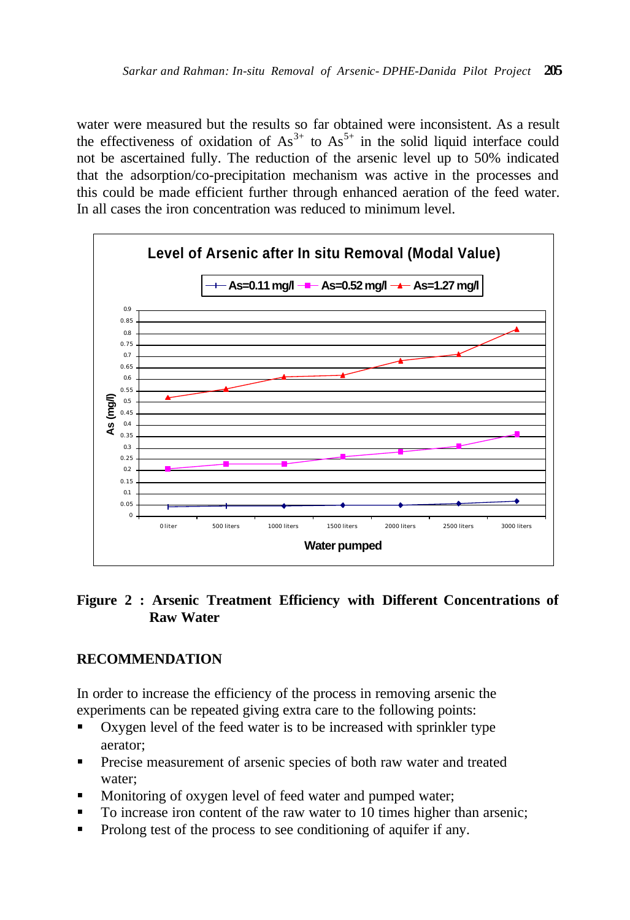water were measured but the results so far obtained were inconsistent. As a result the effectiveness of oxidation of $As^{3+}$ to $As^{5+}$ in the solid liquid interface could not be ascertained fully. The reduction of the arsenic level up to 50% indicated that the adsorption/co-precipitation mechanism was active in the processes and this could be made efficient further through enhanced aeration of the feed water. In all cases the iron concentration was reduced to minimum level.

**Figure 2 : Arsenic Treatment Efficiency with Different Concentrations of Raw Water**

## RECOMMENDATION

In order to increase the efficiency of the process in removing arsenic the experiments can be repeated giving extra care to the following points:

- Oxygen level of the feed water is to be increased with sprinkler type aerator;
- Precise measurement of arsenic species of both raw water and treated water;
- Monitoring of oxygen level of feed water and pumped water;
- To increase iron content of the raw water to 10 times higher than arsenic;
- Prolong test of the process to see conditioning of aquifer if any.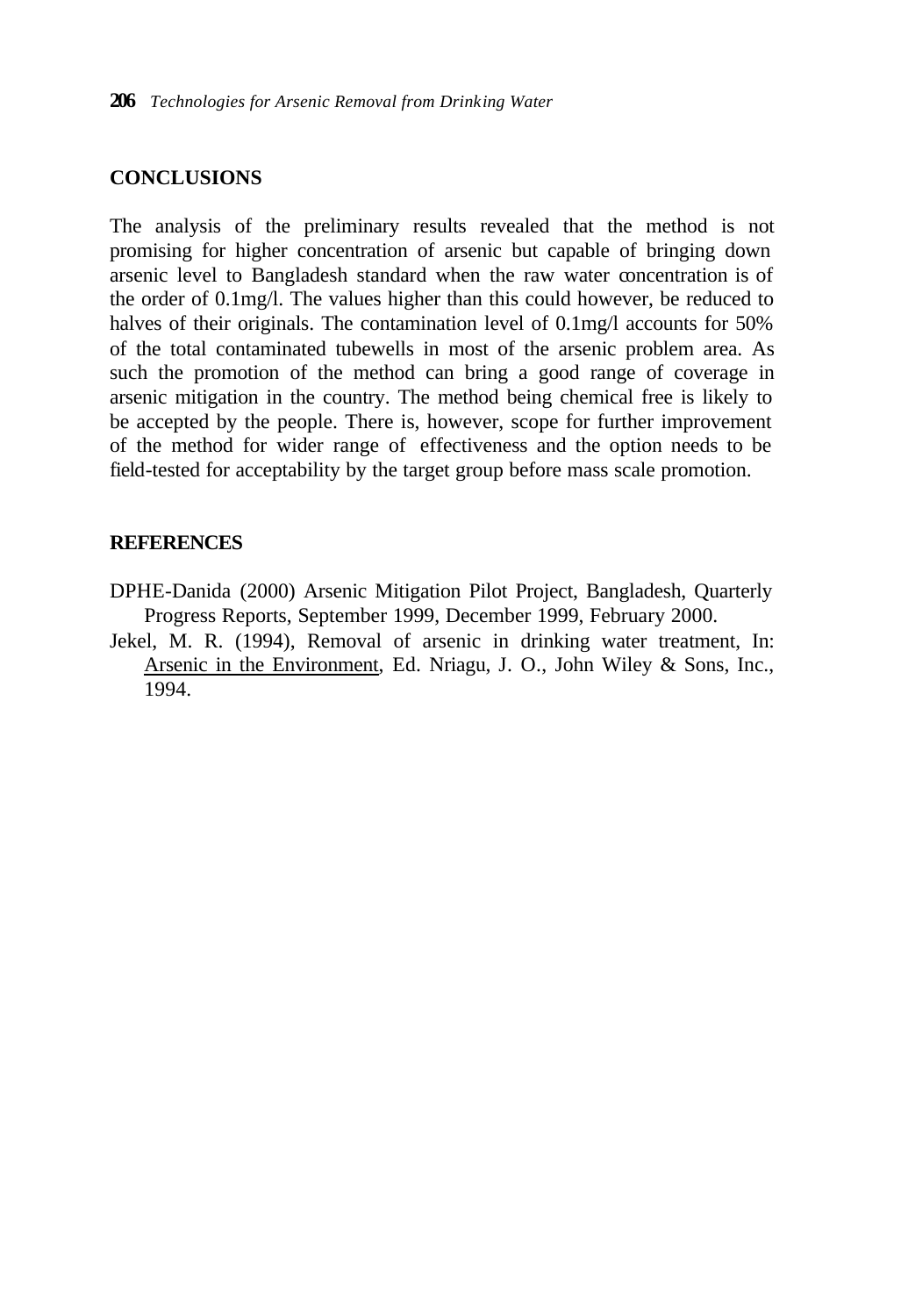## CONCLUSIONS

The analysis of the preliminary results revealed that the method is not promising for higher concentration of arsenic but capable of bringing down arsenic level to Bangladesh standard when the raw water concentration is of the order of 0.1mg/l. The values higher than this could however, be reduced to halves of their originals. The contamination level of 0.1mg/l accounts for 50% of the total contaminated tubewells in most of the arsenic problem area. As such the promotion of the method can bring a good range of coverage in arsenic mitigation in the country. The method being chemical free is likely to be accepted by the people. There is, however, scope for further improvement of the method for wider range of effectiveness and the option needs to be field-tested for acceptability by the target group before mass scale promotion.

## REFERENCES

DPHE-Danida (2000) Arsenic Mitigation Pilot Project, Bangladesh, Quarterly Progress Reports, September 1999, December 1999, February 2000.

Jekel, M. R. (1994), Removal of arsenic in drinking water treatment, In: Arsenic in the Environment, Ed. Nriagu, J. O., John Wiley & Sons, Inc., 1994.